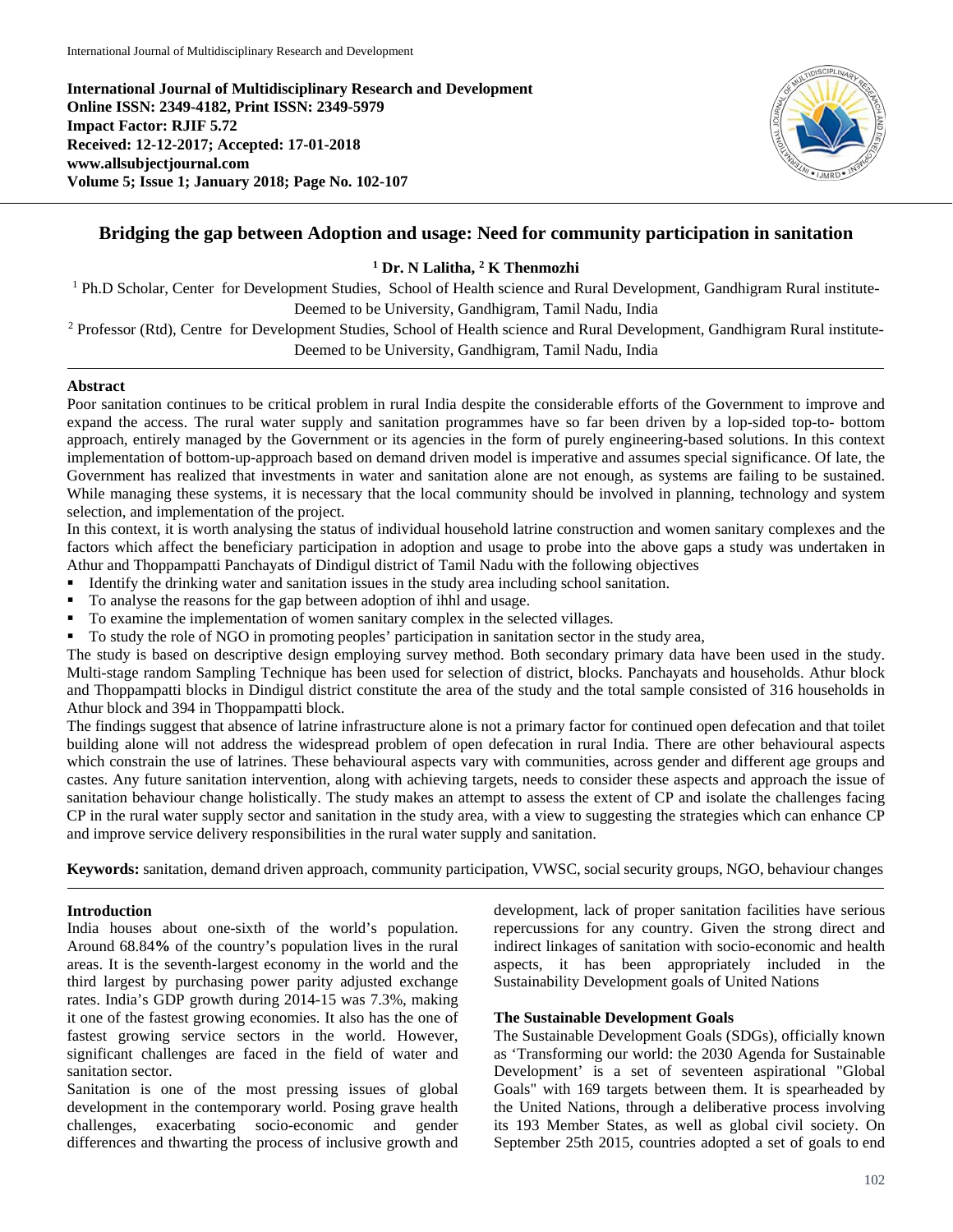**International Journal of Multidisciplinary Research and Development**
**Online ISSN: 2349-4182, Print ISSN: 2349-5979**
**Impact Factor: RJIF 5.72**
**Received: 12-12-2017; Accepted: 17-01-2018**
**www.allsubjectjournal.com**
**Volume 5; Issue 1; January 2018; Page No. 102-107**

# Bridging the gap between Adoption and usage: Need for community participation in sanitation

**[1] Dr. N Lalitha, [2] K Thenmozhi**

[1] Ph.D Scholar, Center for Development Studies, School of Health science and Rural Development, Gandhigram Rural institute-Deemed to be University, Gandhigram, Tamil Nadu, India

[2] Professor (Rtd), Centre for Development Studies, School of Health science and Rural Development, Gandhigram Rural institute-Deemed to be University, Gandhigram, Tamil Nadu, India

## Abstract

Poor sanitation continues to be critical problem in rural India despite the considerable efforts of the Government to improve and expand the access. The rural water supply and sanitation programmes have so far been driven by a lop-sided top-to- bottom approach, entirely managed by the Government or its agencies in the form of purely engineering-based solutions. In this context implementation of bottom-up-approach based on demand driven model is imperative and assumes special significance. Of late, the Government has realized that investments in water and sanitation alone are not enough, as systems are failing to be sustained. While managing these systems, it is necessary that the local community should be involved in planning, technology and system selection, and implementation of the project.

In this context, it is worth analysing the status of individual household latrine construction and women sanitary complexes and the factors which affect the beneficiary participation in adoption and usage to probe into the above gaps a study was undertaken in Athur and Thoppampatti Panchayats of Dindigul district of Tamil Nadu with the following objectives

- Identify the drinking water and sanitation issues in the study area including school sanitation.
- To analyse the reasons for the gap between adoption of ihhl and usage.
- To examine the implementation of women sanitary complex in the selected villages.
- To study the role of NGO in promoting peoples' participation in sanitation sector in the study area,

The study is based on descriptive design employing survey method. Both secondary primary data have been used in the study. Multi-stage random Sampling Technique has been used for selection of district, blocks. Panchayats and households. Athur block and Thoppampatti blocks in Dindigul district constitute the area of the study and the total sample consisted of 316 households in Athur block and 394 in Thoppampatti block.

The findings suggest that absence of latrine infrastructure alone is not a primary factor for continued open defecation and that toilet building alone will not address the widespread problem of open defecation in rural India. There are other behavioural aspects which constrain the use of latrines. These behavioural aspects vary with communities, across gender and different age groups and castes. Any future sanitation intervention, along with achieving targets, needs to consider these aspects and approach the issue of sanitation behaviour change holistically. The study makes an attempt to assess the extent of CP and isolate the challenges facing CP in the rural water supply sector and sanitation in the study area, with a view to suggesting the strategies which can enhance CP and improve service delivery responsibilities in the rural water supply and sanitation.

**Keywords:** sanitation, demand driven approach, community participation, VWSC, social security groups, NGO, behaviour changes

## Introduction

India houses about one-sixth of the world's population. Around 68.84**%** of the country's population lives in the rural areas. It is the seventh-largest economy in the world and the third largest by purchasing power parity adjusted exchange rates. India's GDP growth during 2014-15 was 7.3%, making it one of the fastest growing economies. It also has the one of fastest growing service sectors in the world. However, significant challenges are faced in the field of water and sanitation sector.

Sanitation is one of the most pressing issues of global development in the contemporary world. Posing grave health challenges, exacerbating socio-economic and gender differences and thwarting the process of inclusive growth and development, lack of proper sanitation facilities have serious repercussions for any country. Given the strong direct and indirect linkages of sanitation with socio-economic and health aspects, it has been appropriately included in the Sustainability Development goals of United Nations

### The Sustainable Development Goals

The Sustainable Development Goals (SDGs), officially known as 'Transforming our world: the 2030 Agenda for Sustainable Development' is a set of seventeen aspirational "Global Goals" with 169 targets between them. It is spearheaded by the United Nations, through a deliberative process involving its 193 Member States, as well as global civil society. On September 25th 2015, countries adopted a set of goals to end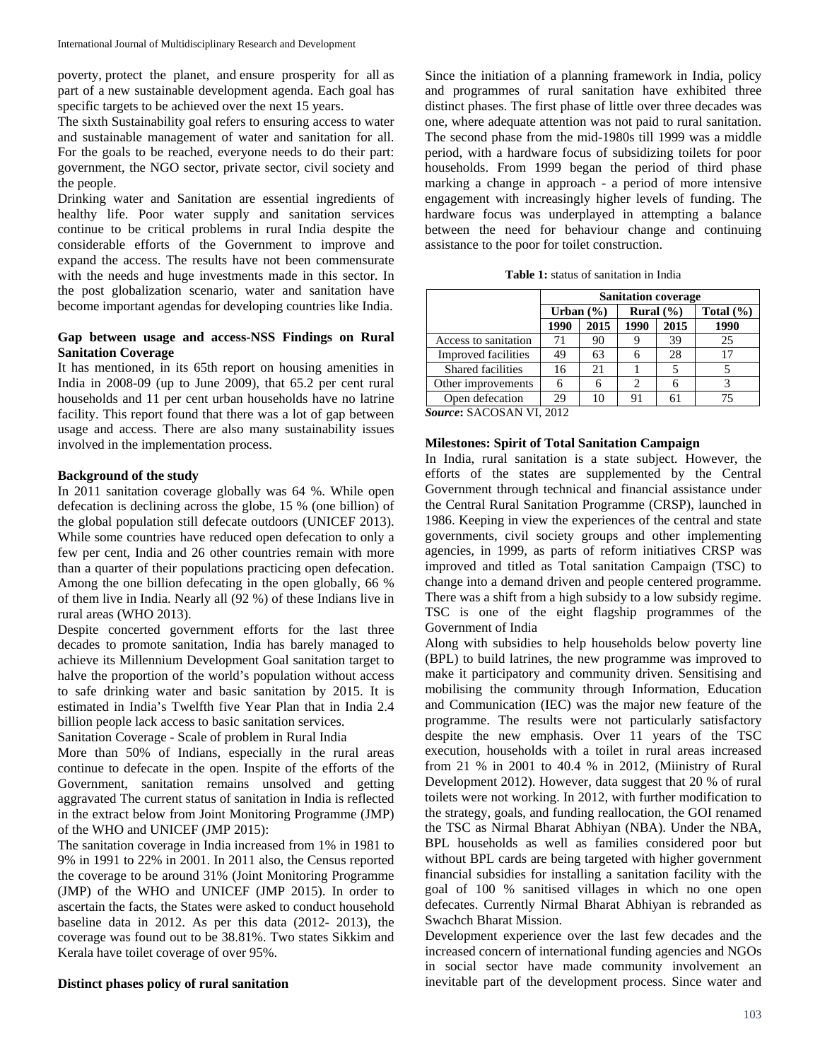poverty, protect the planet, and ensure prosperity for all as part of a new sustainable development agenda. Each goal has specific targets to be achieved over the next 15 years.

The sixth Sustainability goal refers to ensuring access to water and sustainable management of water and sanitation for all. For the goals to be reached, everyone needs to do their part: government, the NGO sector, private sector, civil society and the people.

Drinking water and Sanitation are essential ingredients of healthy life. Poor water supply and sanitation services continue to be critical problems in rural India despite the considerable efforts of the Government to improve and expand the access. The results have not been commensurate with the needs and huge investments made in this sector. In the post globalization scenario, water and sanitation have become important agendas for developing countries like India.

### Gap between usage and access-NSS Findings on Rural Sanitation Coverage

It has mentioned, in its 65th report on housing amenities in India in 2008-09 (up to June 2009), that 65.2 per cent rural households and 11 per cent urban households have no latrine facility. This report found that there was a lot of gap between usage and access. There are also many sustainability issues involved in the implementation process.

### Background of the study

In 2011 sanitation coverage globally was 64 %. While open defecation is declining across the globe, 15 % (one billion) of the global population still defecate outdoors (UNICEF 2013). While some countries have reduced open defecation to only a few per cent, India and 26 other countries remain with more than a quarter of their populations practicing open defecation. Among the one billion defecating in the open globally, 66 % of them live in India. Nearly all (92 %) of these Indians live in rural areas (WHO 2013).

Despite concerted government efforts for the last three decades to promote sanitation, India has barely managed to achieve its Millennium Development Goal sanitation target to halve the proportion of the world's population without access to safe drinking water and basic sanitation by 2015. It is estimated in India's Twelfth five Year Plan that in India 2.4 billion people lack access to basic sanitation services.

Sanitation Coverage - Scale of problem in Rural India

More than 50% of Indians, especially in the rural areas continue to defecate in the open. Inspite of the efforts of the Government, sanitation remains unsolved and getting aggravated The current status of sanitation in India is reflected in the extract below from Joint Monitoring Programme (JMP) of the WHO and UNICEF (JMP 2015):

The sanitation coverage in India increased from 1% in 1981 to 9% in 1991 to 22% in 2001. In 2011 also, the Census reported the coverage to be around 31% (Joint Monitoring Programme (JMP) of the WHO and UNICEF (JMP 2015). In order to ascertain the facts, the States were asked to conduct household baseline data in 2012. As per this data (2012- 2013), the coverage was found out to be 38.81%. Two states Sikkim and Kerala have toilet coverage of over 95%.

### Distinct phases policy of rural sanitation

Since the initiation of a planning framework in India, policy and programmes of rural sanitation have exhibited three distinct phases. The first phase of little over three decades was one, where adequate attention was not paid to rural sanitation. The second phase from the mid-1980s till 1999 was a middle period, with a hardware focus of subsidizing toilets for poor households. From 1999 began the period of third phase marking a change in approach - a period of more intensive engagement with increasingly higher levels of funding. The hardware focus was underplayed in attempting a balance between the need for behaviour change and continuing assistance to the poor for toilet construction.

**Table 1:** status of sanitation in India

| | Sanitation coverage | | | | |
|---|---|---|---|---|---|
| | Urban (%) | | Rural (%) | | Total (%) |
| | 1990 | 2015 | 1990 | 2015 | 1990 |
| Access to sanitation | 71 | 90 | 9 | 39 | 25 |
| Improved facilities | 49 | 63 | 6 | 28 | 17 |
| Shared facilities | 16 | 21 | 1 | 5 | 5 |
| Other improvements | 6 | 6 | 2 | 6 | 3 |
| Open defecation | 29 | 10 | 91 | 61 | 75 |

***Source*:** SACOSAN VI, 2012

### Milestones: Spirit of Total Sanitation Campaign

In India, rural sanitation is a state subject. However, the efforts of the states are supplemented by the Central Government through technical and financial assistance under the Central Rural Sanitation Programme (CRSP), launched in 1986. Keeping in view the experiences of the central and state governments, civil society groups and other implementing agencies, in 1999, as parts of reform initiatives CRSP was improved and titled as Total sanitation Campaign (TSC) to change into a demand driven and people centered programme. There was a shift from a high subsidy to a low subsidy regime. TSC is one of the eight flagship programmes of the Government of India

Along with subsidies to help households below poverty line (BPL) to build latrines, the new programme was improved to make it participatory and community driven. Sensitising and mobilising the community through Information, Education and Communication (IEC) was the major new feature of the programme. The results were not particularly satisfactory despite the new emphasis. Over 11 years of the TSC execution, households with a toilet in rural areas increased from 21 % in 2001 to 40.4 % in 2012, (Miinistry of Rural Development 2012). However, data suggest that 20 % of rural toilets were not working. In 2012, with further modification to the strategy, goals, and funding reallocation, the GOI renamed the TSC as Nirmal Bharat Abhiyan (NBA). Under the NBA, BPL households as well as families considered poor but without BPL cards are being targeted with higher government financial subsidies for installing a sanitation facility with the goal of 100 % sanitised villages in which no one open defecates. Currently Nirmal Bharat Abhiyan is rebranded as Swachch Bharat Mission.

Development experience over the last few decades and the increased concern of international funding agencies and NGOs in social sector have made community involvement an inevitable part of the development process. Since water and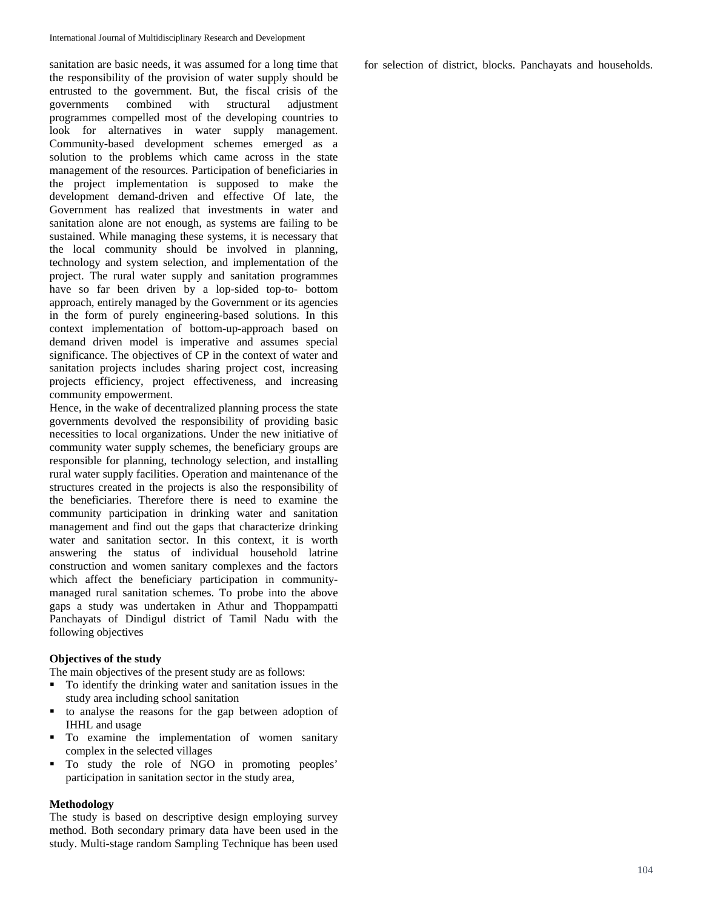sanitation are basic needs, it was assumed for a long time that the responsibility of the provision of water supply should be entrusted to the government. But, the fiscal crisis of the governments combined with structural adjustment programmes compelled most of the developing countries to look for alternatives in water supply management. Community-based development schemes emerged as a solution to the problems which came across in the state management of the resources. Participation of beneficiaries in the project implementation is supposed to make the development demand-driven and effective Of late, the Government has realized that investments in water and sanitation alone are not enough, as systems are failing to be sustained. While managing these systems, it is necessary that the local community should be involved in planning, technology and system selection, and implementation of the project. The rural water supply and sanitation programmes have so far been driven by a lop-sided top-to- bottom approach, entirely managed by the Government or its agencies in the form of purely engineering-based solutions. In this context implementation of bottom-up-approach based on demand driven model is imperative and assumes special significance. The objectives of CP in the context of water and sanitation projects includes sharing project cost, increasing projects efficiency, project effectiveness, and increasing community empowerment.

Hence, in the wake of decentralized planning process the state governments devolved the responsibility of providing basic necessities to local organizations. Under the new initiative of community water supply schemes, the beneficiary groups are responsible for planning, technology selection, and installing rural water supply facilities. Operation and maintenance of the structures created in the projects is also the responsibility of the beneficiaries. Therefore there is need to examine the community participation in drinking water and sanitation management and find out the gaps that characterize drinking water and sanitation sector. In this context, it is worth answering the status of individual household latrine construction and women sanitary complexes and the factors which affect the beneficiary participation in community-managed rural sanitation schemes. To probe into the above gaps a study was undertaken in Athur and Thoppampatti Panchayats of Dindigul district of Tamil Nadu with the following objectives

**Objectives of the study**

The main objectives of the present study are as follows:

- To identify the drinking water and sanitation issues in the study area including school sanitation
- to analyse the reasons for the gap between adoption of IHHL and usage
- To examine the implementation of women sanitary complex in the selected villages
- To study the role of NGO in promoting peoples' participation in sanitation sector in the study area,

**Methodology**

The study is based on descriptive design employing survey method. Both secondary primary data have been used in the study. Multi-stage random Sampling Technique has been used for selection of district, blocks. Panchayats and households.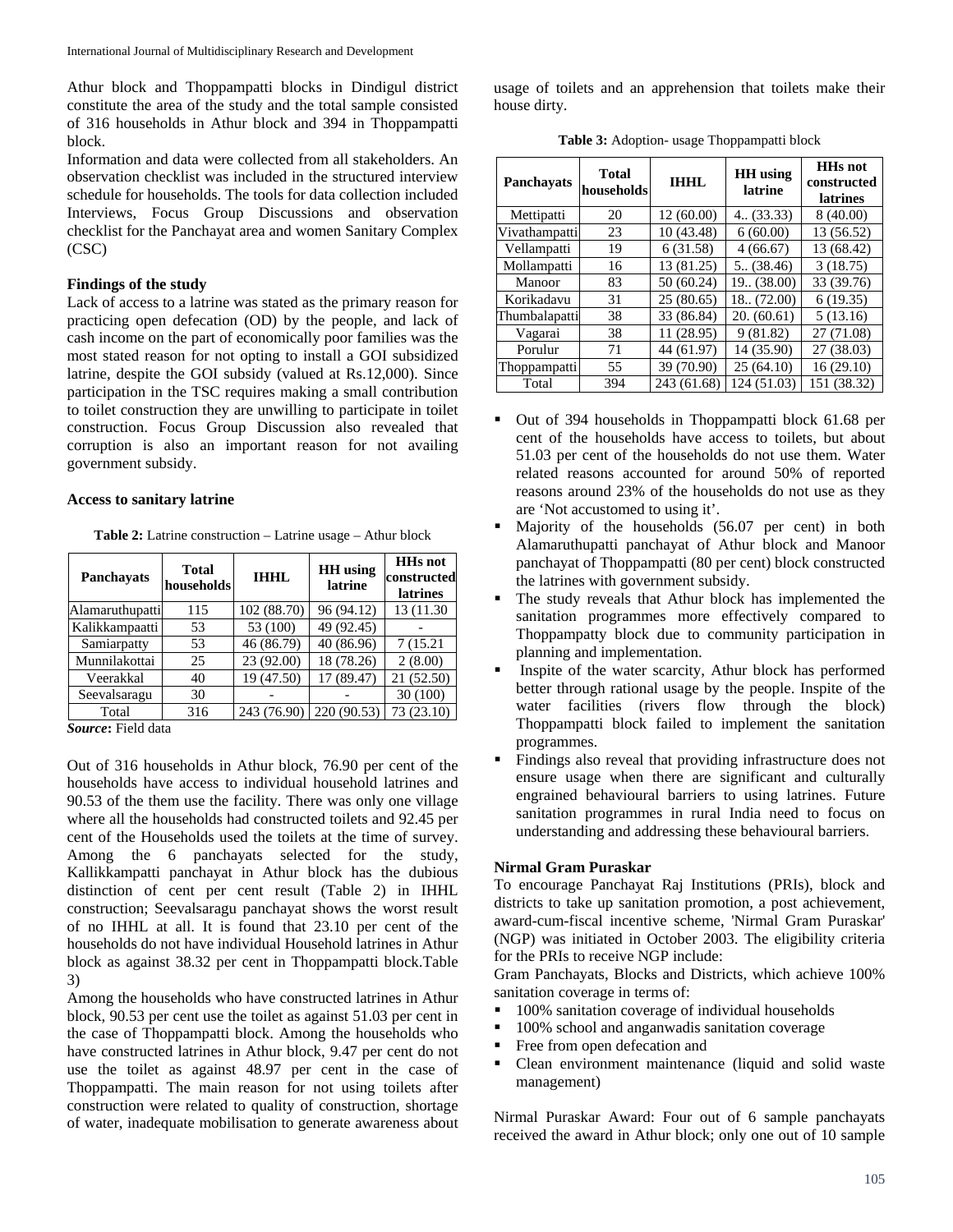Athur block and Thoppampatti blocks in Dindigul district constitute the area of the study and the total sample consisted of 316 households in Athur block and 394 in Thoppampatti block.

Information and data were collected from all stakeholders. An observation checklist was included in the structured interview schedule for households. The tools for data collection included Interviews, Focus Group Discussions and observation checklist for the Panchayat area and women Sanitary Complex (CSC)

### Findings of the study

Lack of access to a latrine was stated as the primary reason for practicing open defecation (OD) by the people, and lack of cash income on the part of economically poor families was the most stated reason for not opting to install a GOI subsidized latrine, despite the GOI subsidy (valued at Rs.12,000). Since participation in the TSC requires making a small contribution to toilet construction they are unwilling to participate in toilet construction. Focus Group Discussion also revealed that corruption is also an important reason for not availing government subsidy.

### Access to sanitary latrine

**Table 2:** Latrine construction – Latrine usage – Athur block

| Panchayats | Total households | IHHL | HH using latrine | HHs not constructed latrines |
|---|---|---|---|---|
| Alamaruthupatti | 115 | 102 (88.70) | 96 (94.12) | 13 (11.30 |
| Kalikkampaatti | 53 | 53 (100) | 49 (92.45) | - |
| Samiarpatty | 53 | 46 (86.79) | 40 (86.96) | 7 (15.21 |
| Munnilakottai | 25 | 23 (92.00) | 18 (78.26) | 2 (8.00) |
| Veerakkal | 40 | 19 (47.50) | 17 (89.47) | 21 (52.50) |
| Seevalsaragu | 30 | - | - | 30 (100) |
| Total | 316 | 243 (76.90) | 220 (90.53) | 73 (23.10) |

***Source*:** Field data

Out of 316 households in Athur block, 76.90 per cent of the households have access to individual household latrines and 90.53 of the them use the facility. There was only one village where all the households had constructed toilets and 92.45 per cent of the Households used the toilets at the time of survey. Among the 6 panchayats selected for the study, Kallikkampatti panchayat in Athur block has the dubious distinction of cent per cent result (Table 2) in IHHL construction; Seevalsaragu panchayat shows the worst result of no IHHL at all. It is found that 23.10 per cent of the households do not have individual Household latrines in Athur block as against 38.32 per cent in Thoppampatti block.Table 3)

Among the households who have constructed latrines in Athur block, 90.53 per cent use the toilet as against 51.03 per cent in the case of Thoppampatti block. Among the households who have constructed latrines in Athur block, 9.47 per cent do not use the toilet as against 48.97 per cent in the case of Thoppampatti. The main reason for not using toilets after construction were related to quality of construction, shortage of water, inadequate mobilisation to generate awareness about usage of toilets and an apprehension that toilets make their house dirty.

**Table 3:** Adoption- usage Thoppampatti block

| Panchayats | Total households | IHHL | HH using latrine | HHs not constructed latrines |
|---|---|---|---|---|
| Mettipatti | 20 | 12 (60.00) | 4.. (33.33) | 8 (40.00) |
| Vivathampatti | 23 | 10 (43.48) | 6 (60.00) | 13 (56.52) |
| Vellampatti | 19 | 6 (31.58) | 4 (66.67) | 13 (68.42) |
| Mollampatti | 16 | 13 (81.25) | 5.. (38.46) | 3 (18.75) |
| Manoor | 83 | 50 (60.24) | 19.. (38.00) | 33 (39.76) |
| Korikadavu | 31 | 25 (80.65) | 18.. (72.00) | 6 (19.35) |
| Thumbalapatti | 38 | 33 (86.84) | 20. (60.61) | 5 (13.16) |
| Vagarai | 38 | 11 (28.95) | 9 (81.82) | 27 (71.08) |
| Porulur | 71 | 44 (61.97) | 14 (35.90) | 27 (38.03) |
| Thoppampatti | 55 | 39 (70.90) | 25 (64.10) | 16 (29.10) |
| Total | 394 | 243 (61.68) | 124 (51.03) | 151 (38.32) |

- Out of 394 households in Thoppampatti block 61.68 per cent of the households have access to toilets, but about 51.03 per cent of the households do not use them. Water related reasons accounted for around 50% of reported reasons around 23% of the households do not use as they are 'Not accustomed to using it'.
- Majority of the households (56.07 per cent) in both Alamaruthupatti panchayat of Athur block and Manoor panchayat of Thoppampatti (80 per cent) block constructed the latrines with government subsidy.
- The study reveals that Athur block has implemented the sanitation programmes more effectively compared to Thoppampatty block due to community participation in planning and implementation.
- Inspite of the water scarcity, Athur block has performed better through rational usage by the people. Inspite of the water facilities (rivers flow through the block) Thoppampatti block failed to implement the sanitation programmes.
- Findings also reveal that providing infrastructure does not ensure usage when there are significant and culturally engrained behavioural barriers to using latrines. Future sanitation programmes in rural India need to focus on understanding and addressing these behavioural barriers.

### Nirmal Gram Puraskar

To encourage Panchayat Raj Institutions (PRIs), block and districts to take up sanitation promotion, a post achievement, award-cum-fiscal incentive scheme, 'Nirmal Gram Puraskar' (NGP) was initiated in October 2003. The eligibility criteria for the PRIs to receive NGP include:

Gram Panchayats, Blocks and Districts, which achieve 100% sanitation coverage in terms of:

- 100% sanitation coverage of individual households
- 100% school and anganwadis sanitation coverage
- Free from open defecation and
- Clean environment maintenance (liquid and solid waste management)

Nirmal Puraskar Award: Four out of 6 sample panchayats received the award in Athur block; only one out of 10 sample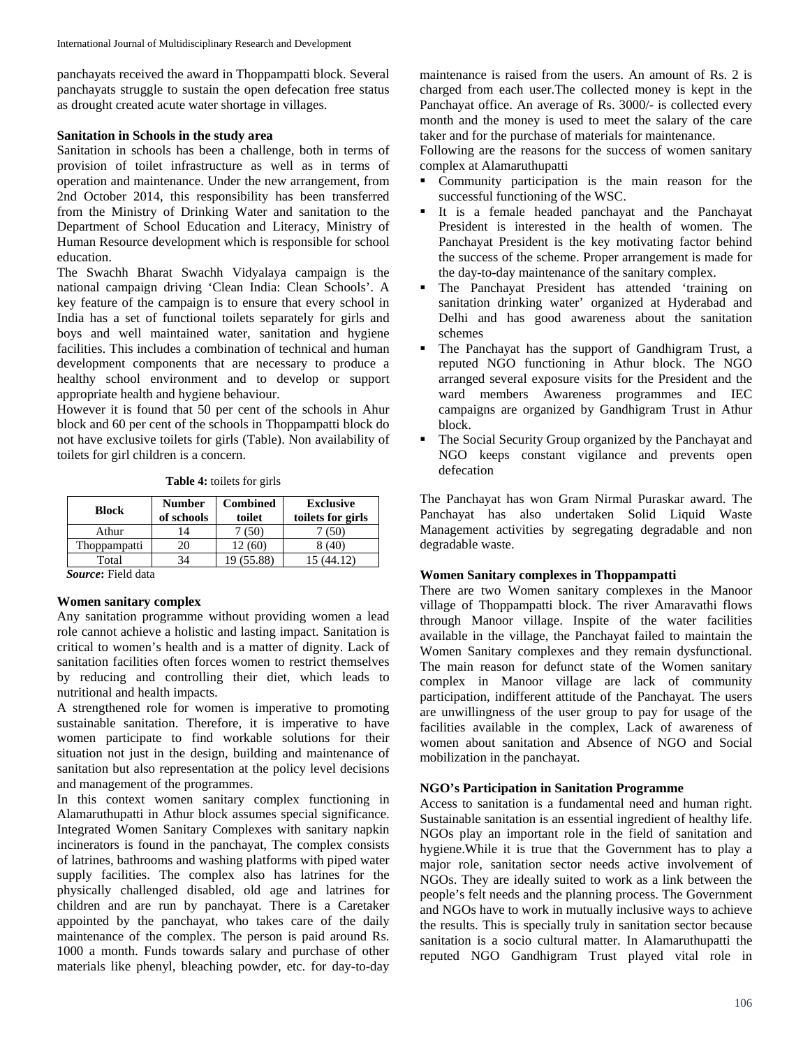panchayats received the award in Thoppampatti block. Several panchayats struggle to sustain the open defecation free status as drought created acute water shortage in villages.

**Sanitation in Schools in the study area**

Sanitation in schools has been a challenge, both in terms of provision of toilet infrastructure as well as in terms of operation and maintenance. Under the new arrangement, from 2nd October 2014, this responsibility has been transferred from the Ministry of Drinking Water and sanitation to the Department of School Education and Literacy, Ministry of Human Resource development which is responsible for school education.

The Swachh Bharat Swachh Vidyalaya campaign is the national campaign driving 'Clean India: Clean Schools'. A key feature of the campaign is to ensure that every school in India has a set of functional toilets separately for girls and boys and well maintained water, sanitation and hygiene facilities. This includes a combination of technical and human development components that are necessary to produce a healthy school environment and to develop or support appropriate health and hygiene behaviour.

However it is found that 50 per cent of the schools in Ahur block and 60 per cent of the schools in Thoppampatti block do not have exclusive toilets for girls (Table). Non availability of toilets for girl children is a concern.

**Table 4:** toilets for girls

| Block | Number of schools | Combined toilet | Exclusive toilets for girls |
|---|---|---|---|
| Athur | 14 | 7 (50) | 7 (50) |
| Thoppampatti | 20 | 12 (60) | 8 (40) |
| Total | 34 | 19 (55.88) | 15 (44.12) |

***Source*:** Field data

**Women sanitary complex**

Any sanitation programme without providing women a lead role cannot achieve a holistic and lasting impact. Sanitation is critical to women's health and is a matter of dignity. Lack of sanitation facilities often forces women to restrict themselves by reducing and controlling their diet, which leads to nutritional and health impacts.

A strengthened role for women is imperative to promoting sustainable sanitation. Therefore, it is imperative to have women participate to find workable solutions for their situation not just in the design, building and maintenance of sanitation but also representation at the policy level decisions and management of the programmes.

In this context women sanitary complex functioning in Alamaruthupatti in Athur block assumes special significance. Integrated Women Sanitary Complexes with sanitary napkin incinerators is found in the panchayat, The complex consists of latrines, bathrooms and washing platforms with piped water supply facilities. The complex also has latrines for the physically challenged disabled, old age and latrines for children and are run by panchayat. There is a Caretaker appointed by the panchayat, who takes care of the daily maintenance of the complex. The person is paid around Rs. 1000 a month. Funds towards salary and purchase of other materials like phenyl, bleaching powder, etc. for day-to-day maintenance is raised from the users. An amount of Rs. 2 is charged from each user.The collected money is kept in the Panchayat office. An average of Rs. 3000/- is collected every month and the money is used to meet the salary of the care taker and for the purchase of materials for maintenance.

Following are the reasons for the success of women sanitary complex at Alamaruthupatti

- Community participation is the main reason for the successful functioning of the WSC.
- It is a female headed panchayat and the Panchayat President is interested in the health of women. The Panchayat President is the key motivating factor behind the success of the scheme. Proper arrangement is made for the day-to-day maintenance of the sanitary complex.
- The Panchayat President has attended 'training on sanitation drinking water' organized at Hyderabad and Delhi and has good awareness about the sanitation schemes
- The Panchayat has the support of Gandhigram Trust, a reputed NGO functioning in Athur block. The NGO arranged several exposure visits for the President and the ward members Awareness programmes and IEC campaigns are organized by Gandhigram Trust in Athur block.
- The Social Security Group organized by the Panchayat and NGO keeps constant vigilance and prevents open defecation

The Panchayat has won Gram Nirmal Puraskar award. The Panchayat has also undertaken Solid Liquid Waste Management activities by segregating degradable and non degradable waste.

**Women Sanitary complexes in Thoppampatti**

There are two Women sanitary complexes in the Manoor village of Thoppampatti block. The river Amaravathi flows through Manoor village. Inspite of the water facilities available in the village, the Panchayat failed to maintain the Women Sanitary complexes and they remain dysfunctional. The main reason for defunct state of the Women sanitary complex in Manoor village are lack of community participation, indifferent attitude of the Panchayat. The users are unwillingness of the user group to pay for usage of the facilities available in the complex, Lack of awareness of women about sanitation and Absence of NGO and Social mobilization in the panchayat.

**NGO's Participation in Sanitation Programme**

Access to sanitation is a fundamental need and human right. Sustainable sanitation is an essential ingredient of healthy life. NGOs play an important role in the field of sanitation and hygiene.While it is true that the Government has to play a major role, sanitation sector needs active involvement of NGOs. They are ideally suited to work as a link between the people's felt needs and the planning process. The Government and NGOs have to work in mutually inclusive ways to achieve the results. This is specially truly in sanitation sector because sanitation is a socio cultural matter. In Alamaruthupatti the reputed NGO Gandhigram Trust played vital role in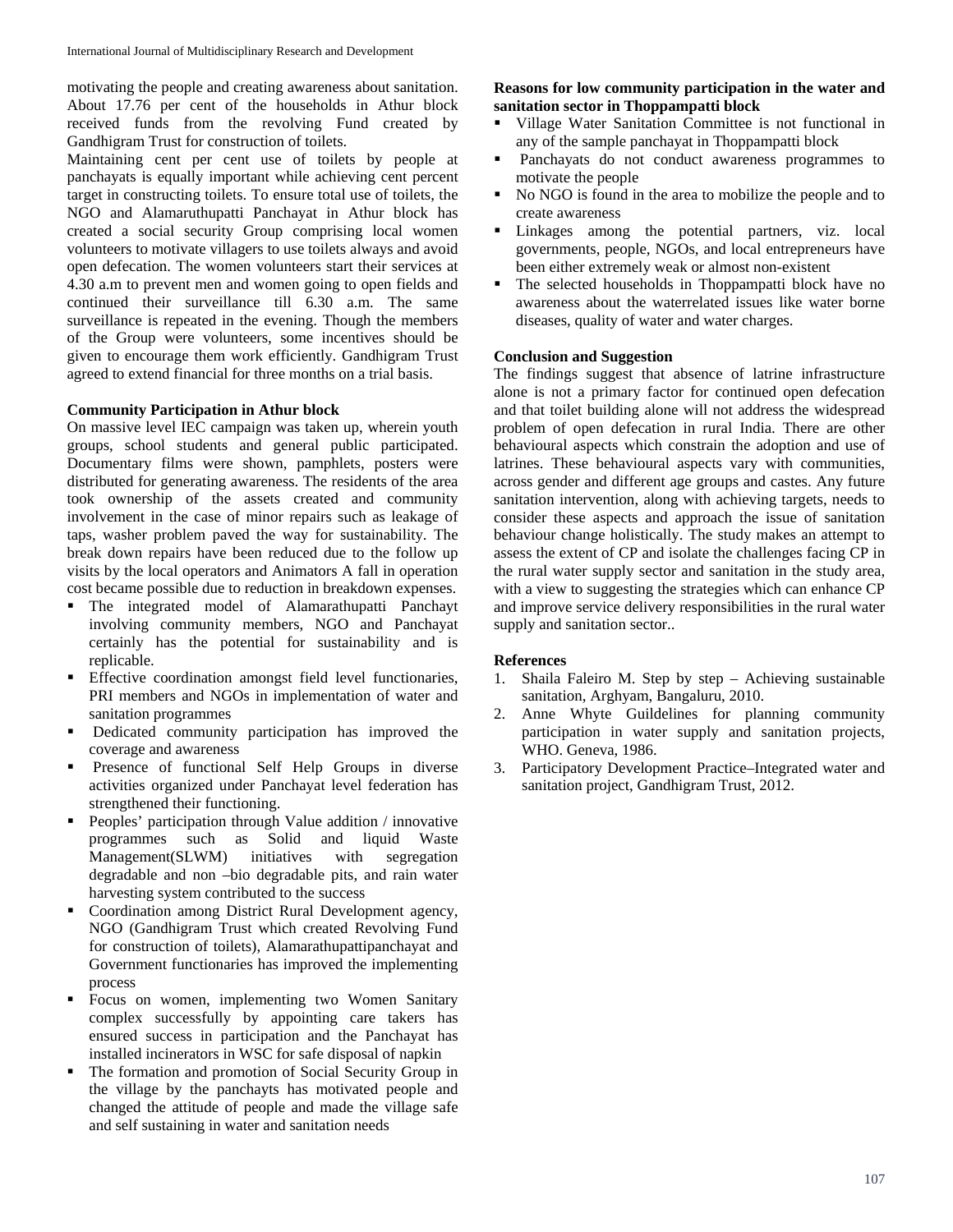motivating the people and creating awareness about sanitation. About 17.76 per cent of the households in Athur block received funds from the revolving Fund created by Gandhigram Trust for construction of toilets.

Maintaining cent per cent use of toilets by people at panchayats is equally important while achieving cent percent target in constructing toilets. To ensure total use of toilets, the NGO and Alamaruthupatti Panchayat in Athur block has created a social security Group comprising local women volunteers to motivate villagers to use toilets always and avoid open defecation. The women volunteers start their services at 4.30 a.m to prevent men and women going to open fields and continued their surveillance till 6.30 a.m. The same surveillance is repeated in the evening. Though the members of the Group were volunteers, some incentives should be given to encourage them work efficiently. Gandhigram Trust agreed to extend financial for three months on a trial basis.

**Community Participation in Athur block**

On massive level IEC campaign was taken up, wherein youth groups, school students and general public participated. Documentary films were shown, pamphlets, posters were distributed for generating awareness. The residents of the area took ownership of the assets created and community involvement in the case of minor repairs such as leakage of taps, washer problem paved the way for sustainability. The break down repairs have been reduced due to the follow up visits by the local operators and Animators A fall in operation cost became possible due to reduction in breakdown expenses.

- The integrated model of Alamarathupatti Panchayt involving community members, NGO and Panchayat certainly has the potential for sustainability and is replicable.
- Effective coordination amongst field level functionaries, PRI members and NGOs in implementation of water and sanitation programmes
- Dedicated community participation has improved the coverage and awareness
- Presence of functional Self Help Groups in diverse activities organized under Panchayat level federation has strengthened their functioning.
- Peoples' participation through Value addition / innovative programmes such as Solid and liquid Waste Management(SLWM) initiatives with segregation degradable and non –bio degradable pits, and rain water harvesting system contributed to the success
- Coordination among District Rural Development agency, NGO (Gandhigram Trust which created Revolving Fund for construction of toilets), Alamarathupattipanchayat and Government functionaries has improved the implementing process
- Focus on women, implementing two Women Sanitary complex successfully by appointing care takers has ensured success in participation and the Panchayat has installed incinerators in WSC for safe disposal of napkin
- The formation and promotion of Social Security Group in the village by the panchayts has motivated people and changed the attitude of people and made the village safe and self sustaining in water and sanitation needs

**Reasons for low community participation in the water and sanitation sector in Thoppampatti block**

- Village Water Sanitation Committee is not functional in any of the sample panchayat in Thoppampatti block
- Panchayats do not conduct awareness programmes to motivate the people
- No NGO is found in the area to mobilize the people and to create awareness
- Linkages among the potential partners, viz. local governments, people, NGOs, and local entrepreneurs have been either extremely weak or almost non-existent
- The selected households in Thoppampatti block have no awareness about the waterrelated issues like water borne diseases, quality of water and water charges.

**Conclusion and Suggestion**

The findings suggest that absence of latrine infrastructure alone is not a primary factor for continued open defecation and that toilet building alone will not address the widespread problem of open defecation in rural India. There are other behavioural aspects which constrain the adoption and use of latrines. These behavioural aspects vary with communities, across gender and different age groups and castes. Any future sanitation intervention, along with achieving targets, needs to consider these aspects and approach the issue of sanitation behaviour change holistically. The study makes an attempt to assess the extent of CP and isolate the challenges facing CP in the rural water supply sector and sanitation in the study area, with a view to suggesting the strategies which can enhance CP and improve service delivery responsibilities in the rural water supply and sanitation sector..

**References**

1. Shaila Faleiro M. Step by step – Achieving sustainable sanitation, Arghyam, Bangaluru, 2010.
2. Anne Whyte Guildelines for planning community participation in water supply and sanitation projects, WHO. Geneva, 1986.
3. Participatory Development Practice–Integrated water and sanitation project, Gandhigram Trust, 2012.